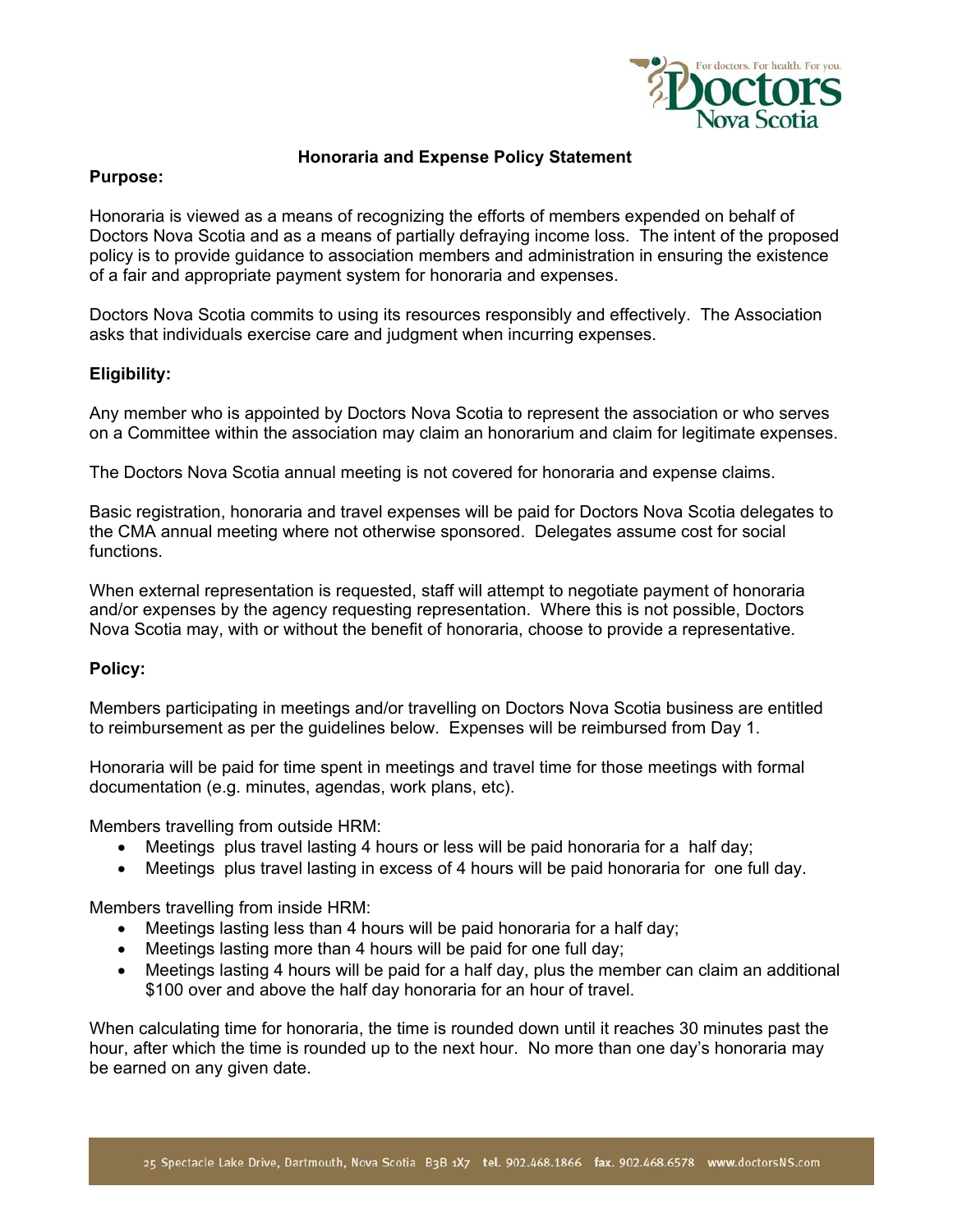# Honoraria and Expense Policy Statement

**Purpose:**

Honoraria is viewed as a means of recognizing the efforts of members expended on behalf of Doctors Nova Scotia and as a means of partially defraying income loss. The intent of the proposed policy is to provide guidance to association members and administration in ensuring the existence of a fair and appropriate payment system for honoraria and expenses.

Doctors Nova Scotia commits to using its resources responsibly and effectively. The Association asks that individuals exercise care and judgment when incurring expenses.

**Eligibility:**

Any member who is appointed by Doctors Nova Scotia to represent the association or who serves on a Committee within the association may claim an honorarium and claim for legitimate expenses.

The Doctors Nova Scotia annual meeting is not covered for honoraria and expense claims.

Basic registration, honoraria and travel expenses will be paid for Doctors Nova Scotia delegates to the CMA annual meeting where not otherwise sponsored. Delegates assume cost for social functions.

When external representation is requested, staff will attempt to negotiate payment of honoraria and/or expenses by the agency requesting representation. Where this is not possible, Doctors Nova Scotia may, with or without the benefit of honoraria, choose to provide a representative.

**Policy:**

Members participating in meetings and/or travelling on Doctors Nova Scotia business are entitled to reimbursement as per the guidelines below. Expenses will be reimbursed from Day 1.

Honoraria will be paid for time spent in meetings and travel time for those meetings with formal documentation (e.g. minutes, agendas, work plans, etc).

Members travelling from outside HRM:

- Meetings plus travel lasting 4 hours or less will be paid honoraria for a half day;
- Meetings plus travel lasting in excess of 4 hours will be paid honoraria for one full day.

Members travelling from inside HRM:

- Meetings lasting less than 4 hours will be paid honoraria for a half day;
- Meetings lasting more than 4 hours will be paid for one full day;
- Meetings lasting 4 hours will be paid for a half day, plus the member can claim an additional $100 over and above the half day honoraria for an hour of travel.

When calculating time for honoraria, the time is rounded down until it reaches 30 minutes past the hour, after which the time is rounded up to the next hour. No more than one day's honoraria may be earned on any given date.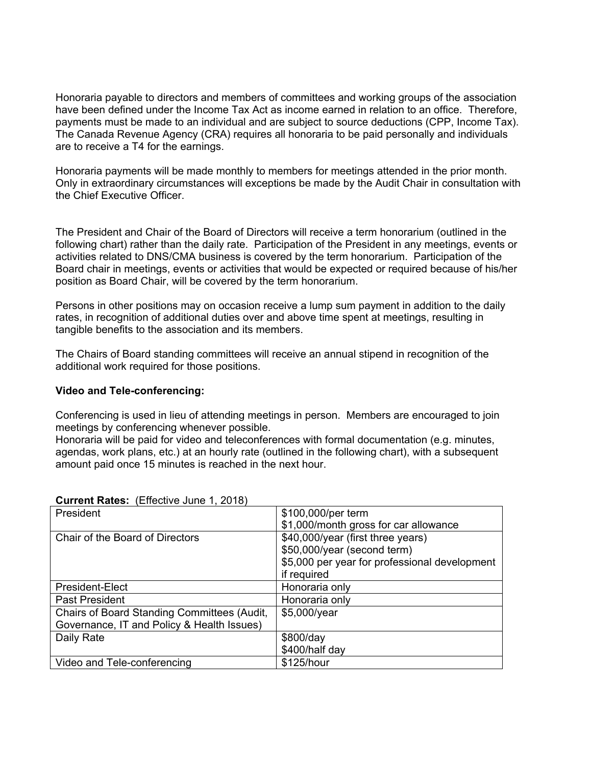Honoraria payable to directors and members of committees and working groups of the association have been defined under the Income Tax Act as income earned in relation to an office. Therefore, payments must be made to an individual and are subject to source deductions (CPP, Income Tax). The Canada Revenue Agency (CRA) requires all honoraria to be paid personally and individuals are to receive a T4 for the earnings.

Honoraria payments will be made monthly to members for meetings attended in the prior month. Only in extraordinary circumstances will exceptions be made by the Audit Chair in consultation with the Chief Executive Officer.

The President and Chair of the Board of Directors will receive a term honorarium (outlined in the following chart) rather than the daily rate. Participation of the President in any meetings, events or activities related to DNS/CMA business is covered by the term honorarium. Participation of the Board chair in meetings, events or activities that would be expected or required because of his/her position as Board Chair, will be covered by the term honorarium.

Persons in other positions may on occasion receive a lump sum payment in addition to the daily rates, in recognition of additional duties over and above time spent at meetings, resulting in tangible benefits to the association and its members.

The Chairs of Board standing committees will receive an annual stipend in recognition of the additional work required for those positions.

**Video and Tele-conferencing:**

Conferencing is used in lieu of attending meetings in person. Members are encouraged to join meetings by conferencing whenever possible.
Honoraria will be paid for video and teleconferences with formal documentation (e.g. minutes, agendas, work plans, etc.) at an hourly rate (outlined in the following chart), with a subsequent amount paid once 15 minutes is reached in the next hour.

**Current Rates:** (Effective June 1, 2018)

| Position | Rate |
|---|---|
| President | \$100,000/per term<br>\$1,000/month gross for car allowance |
| Chair of the Board of Directors | \$40,000/year (first three years)<br>\$50,000/year (second term)<br>\$5,000 per year for professional development if required |
| President-Elect | Honoraria only |
| Past President | Honoraria only |
| Chairs of Board Standing Committees (Audit, Governance, IT and Policy & Health Issues) | \$5,000/year |
| Daily Rate | \$800/day<br>\$400/half day |
| Video and Tele-conferencing | \$125/hour |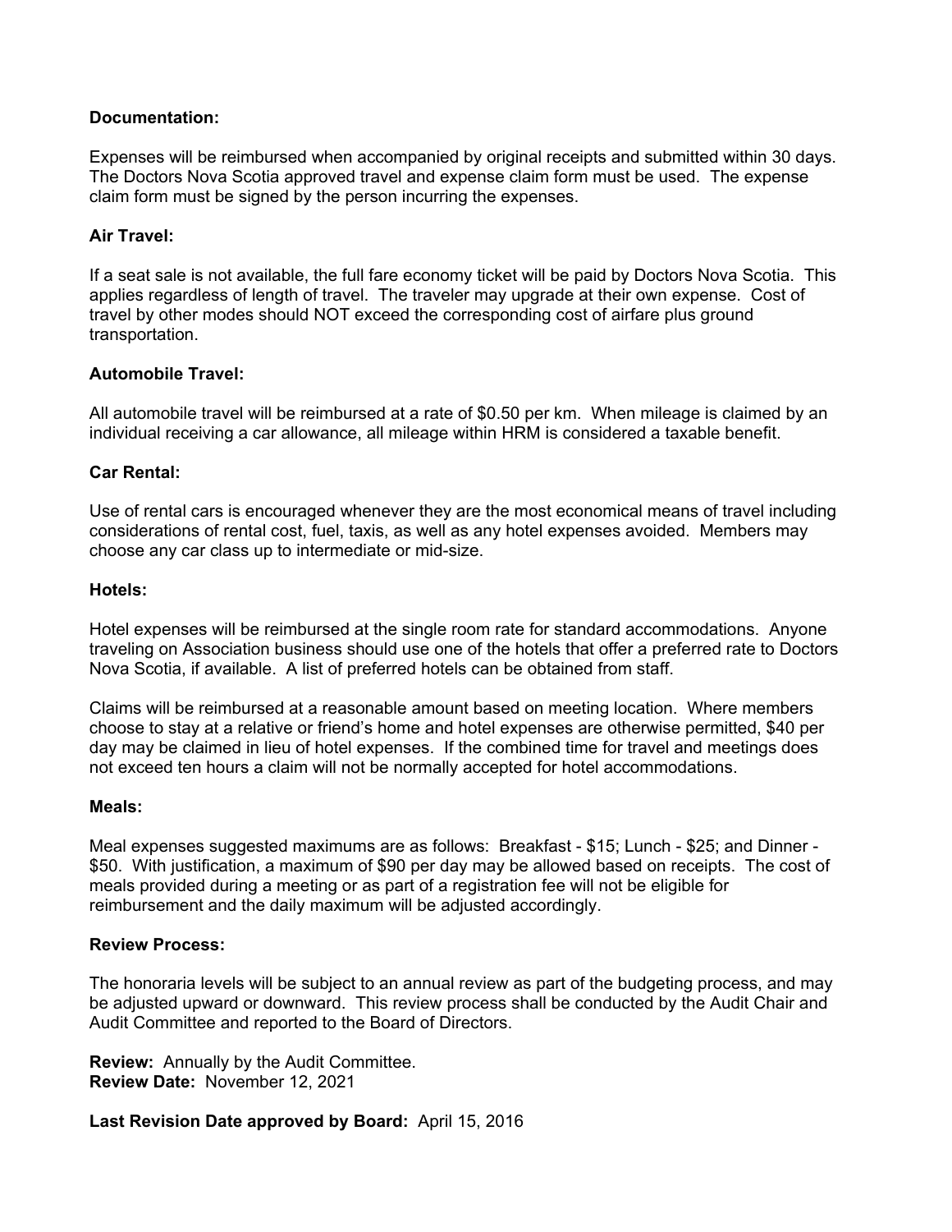**Documentation:**

Expenses will be reimbursed when accompanied by original receipts and submitted within 30 days. The Doctors Nova Scotia approved travel and expense claim form must be used. The expense claim form must be signed by the person incurring the expenses.

**Air Travel:**

If a seat sale is not available, the full fare economy ticket will be paid by Doctors Nova Scotia. This applies regardless of length of travel. The traveler may upgrade at their own expense. Cost of travel by other modes should NOT exceed the corresponding cost of airfare plus ground transportation.

**Automobile Travel:**

All automobile travel will be reimbursed at a rate of $0.50 per km. When mileage is claimed by an individual receiving a car allowance, all mileage within HRM is considered a taxable benefit.

**Car Rental:**

Use of rental cars is encouraged whenever they are the most economical means of travel including considerations of rental cost, fuel, taxis, as well as any hotel expenses avoided. Members may choose any car class up to intermediate or mid-size.

**Hotels:**

Hotel expenses will be reimbursed at the single room rate for standard accommodations. Anyone traveling on Association business should use one of the hotels that offer a preferred rate to Doctors Nova Scotia, if available. A list of preferred hotels can be obtained from staff.

Claims will be reimbursed at a reasonable amount based on meeting location. Where members choose to stay at a relative or friend's home and hotel expenses are otherwise permitted, $40 per day may be claimed in lieu of hotel expenses. If the combined time for travel and meetings does not exceed ten hours a claim will not be normally accepted for hotel accommodations.

**Meals:**

Meal expenses suggested maximums are as follows: Breakfast - $15; Lunch - $25; and Dinner - $50. With justification, a maximum of $90 per day may be allowed based on receipts. The cost of meals provided during a meeting or as part of a registration fee will not be eligible for reimbursement and the daily maximum will be adjusted accordingly.

**Review Process:**

The honoraria levels will be subject to an annual review as part of the budgeting process, and may be adjusted upward or downward. This review process shall be conducted by the Audit Chair and Audit Committee and reported to the Board of Directors.

**Review:** Annually by the Audit Committee.
**Review Date:** November 12, 2021

**Last Revision Date approved by Board:** April 15, 2016